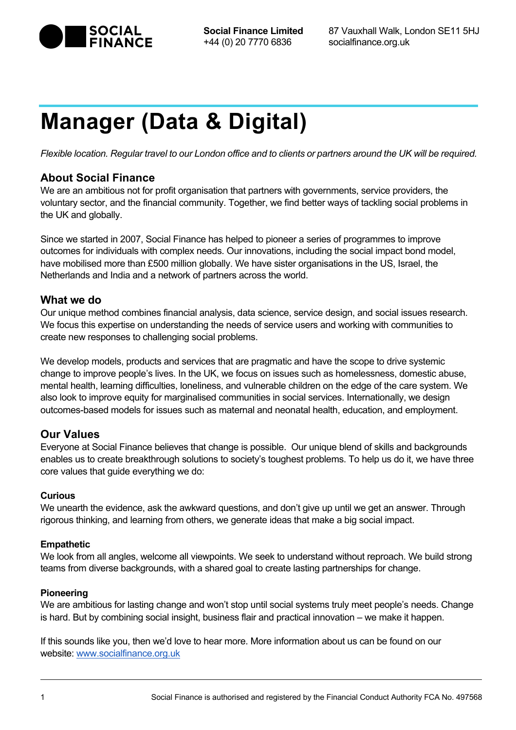SOCIAL FINANCE

**Social Finance Limited**
+44 (0) 20 7770 6836

87 Vauxhall Walk, London SE11 5HJ
socialfinance.org.uk

# Manager (Data & Digital)

*Flexible location. Regular travel to our London office and to clients or partners around the UK will be required.*

## About Social Finance

We are an ambitious not for profit organisation that partners with governments, service providers, the voluntary sector, and the financial community. Together, we find better ways of tackling social problems in the UK and globally.

Since we started in 2007, Social Finance has helped to pioneer a series of programmes to improve outcomes for individuals with complex needs. Our innovations, including the social impact bond model, have mobilised more than £500 million globally. We have sister organisations in the US, Israel, the Netherlands and India and a network of partners across the world.

## What we do

Our unique method combines financial analysis, data science, service design, and social issues research. We focus this expertise on understanding the needs of service users and working with communities to create new responses to challenging social problems.

We develop models, products and services that are pragmatic and have the scope to drive systemic change to improve people's lives. In the UK, we focus on issues such as homelessness, domestic abuse, mental health, learning difficulties, loneliness, and vulnerable children on the edge of the care system. We also look to improve equity for marginalised communities in social services. Internationally, we design outcomes-based models for issues such as maternal and neonatal health, education, and employment.

## Our Values

Everyone at Social Finance believes that change is possible. Our unique blend of skills and backgrounds enables us to create breakthrough solutions to society's toughest problems. To help us do it, we have three core values that guide everything we do:

**Curious**
We unearth the evidence, ask the awkward questions, and don't give up until we get an answer. Through rigorous thinking, and learning from others, we generate ideas that make a big social impact.

**Empathetic**
We look from all angles, welcome all viewpoints. We seek to understand without reproach. We build strong teams from diverse backgrounds, with a shared goal to create lasting partnerships for change.

**Pioneering**
We are ambitious for lasting change and won't stop until social systems truly meet people's needs. Change is hard. But by combining social insight, business flair and practical innovation – we make it happen.

If this sounds like you, then we'd love to hear more. More information about us can be found on our website: [www.socialfinance.org.uk](http://www.socialfinance.org.uk)

Social Finance is authorised and registered by the Financial Conduct Authority FCA No. 497568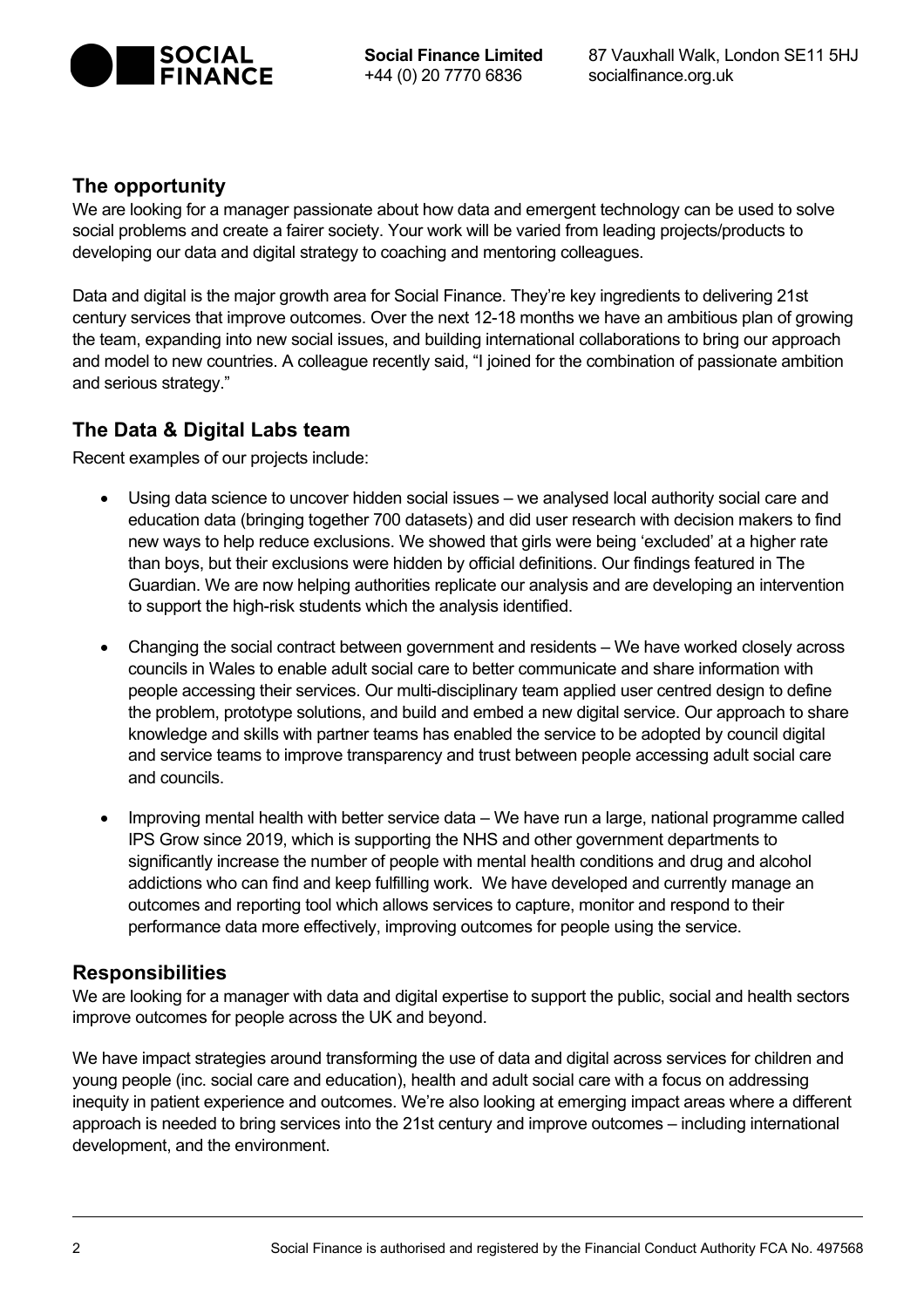## The opportunity

We are looking for a manager passionate about how data and emergent technology can be used to solve social problems and create a fairer society. Your work will be varied from leading projects/products to developing our data and digital strategy to coaching and mentoring colleagues.

Data and digital is the major growth area for Social Finance. They're key ingredients to delivering 21st century services that improve outcomes. Over the next 12-18 months we have an ambitious plan of growing the team, expanding into new social issues, and building international collaborations to bring our approach and model to new countries. A colleague recently said, "I joined for the combination of passionate ambition and serious strategy."

## The Data & Digital Labs team

Recent examples of our projects include:

- Using data science to uncover hidden social issues – we analysed local authority social care and education data (bringing together 700 datasets) and did user research with decision makers to find new ways to help reduce exclusions. We showed that girls were being 'excluded' at a higher rate than boys, but their exclusions were hidden by official definitions. Our findings featured in The Guardian. We are now helping authorities replicate our analysis and are developing an intervention to support the high-risk students which the analysis identified.
- Changing the social contract between government and residents – We have worked closely across councils in Wales to enable adult social care to better communicate and share information with people accessing their services. Our multi-disciplinary team applied user centred design to define the problem, prototype solutions, and build and embed a new digital service. Our approach to share knowledge and skills with partner teams has enabled the service to be adopted by council digital and service teams to improve transparency and trust between people accessing adult social care and councils.
- Improving mental health with better service data – We have run a large, national programme called IPS Grow since 2019, which is supporting the NHS and other government departments to significantly increase the number of people with mental health conditions and drug and alcohol addictions who can find and keep fulfilling work. We have developed and currently manage an outcomes and reporting tool which allows services to capture, monitor and respond to their performance data more effectively, improving outcomes for people using the service.

## Responsibilities

We are looking for a manager with data and digital expertise to support the public, social and health sectors improve outcomes for people across the UK and beyond.

We have impact strategies around transforming the use of data and digital across services for children and young people (inc. social care and education), health and adult social care with a focus on addressing inequity in patient experience and outcomes. We're also looking at emerging impact areas where a different approach is needed to bring services into the 21st century and improve outcomes – including international development, and the environment.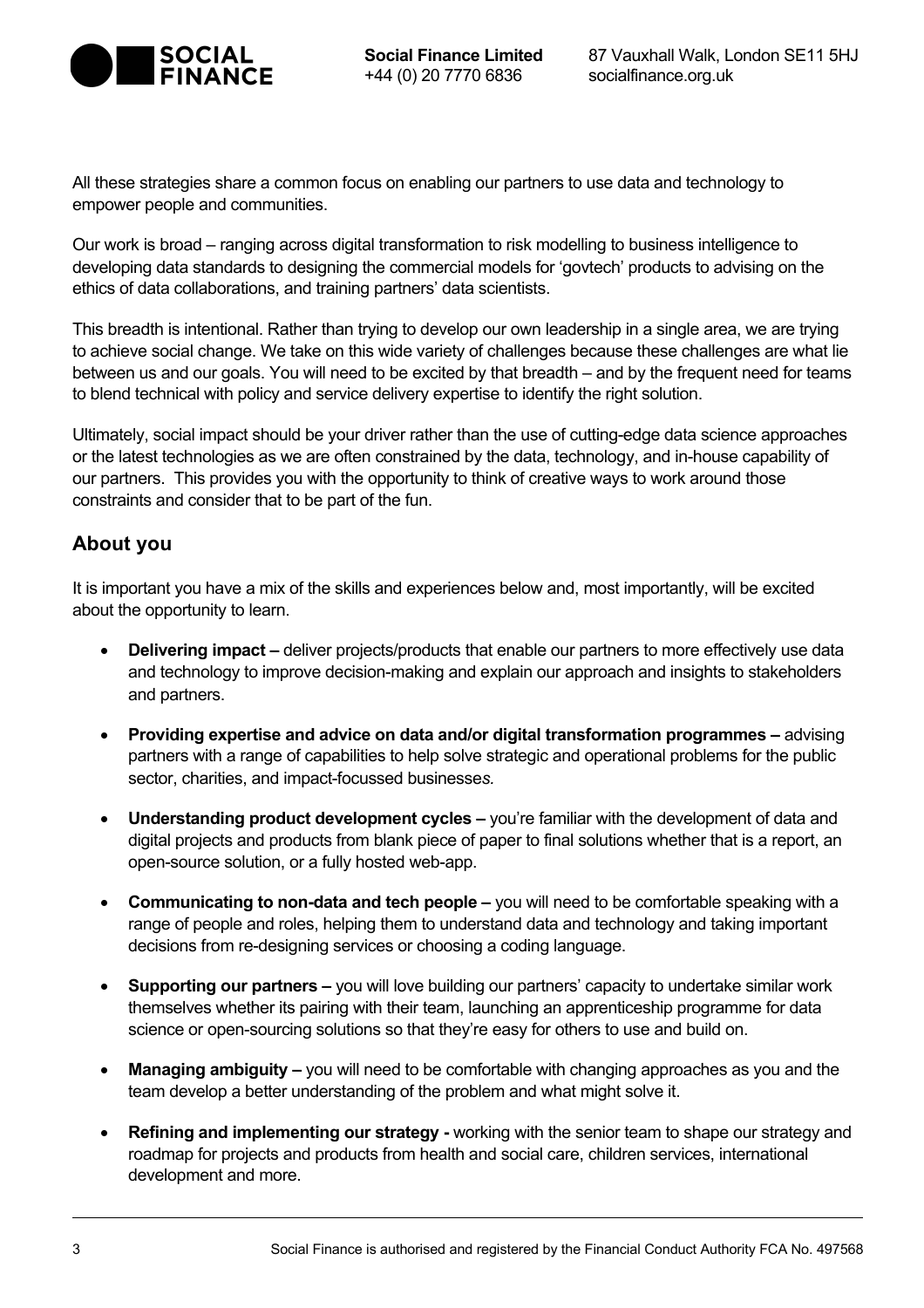All these strategies share a common focus on enabling our partners to use data and technology to empower people and communities.

Our work is broad – ranging across digital transformation to risk modelling to business intelligence to developing data standards to designing the commercial models for 'govtech' products to advising on the ethics of data collaborations, and training partners' data scientists.

This breadth is intentional. Rather than trying to develop our own leadership in a single area, we are trying to achieve social change. We take on this wide variety of challenges because these challenges are what lie between us and our goals. You will need to be excited by that breadth – and by the frequent need for teams to blend technical with policy and service delivery expertise to identify the right solution.

Ultimately, social impact should be your driver rather than the use of cutting-edge data science approaches or the latest technologies as we are often constrained by the data, technology, and in-house capability of our partners. This provides you with the opportunity to think of creative ways to work around those constraints and consider that to be part of the fun.

## About you

It is important you have a mix of the skills and experiences below and, most importantly, will be excited about the opportunity to learn.

- **Delivering impact –** deliver projects/products that enable our partners to more effectively use data and technology to improve decision-making and explain our approach and insights to stakeholders and partners.
- **Providing expertise and advice on data and/or digital transformation programmes –** advising partners with a range of capabilities to help solve strategic and operational problems for the public sector, charities, and impact-focussed businesses.
- **Understanding product development cycles –** you're familiar with the development of data and digital projects and products from blank piece of paper to final solutions whether that is a report, an open-source solution, or a fully hosted web-app.
- **Communicating to non-data and tech people –** you will need to be comfortable speaking with a range of people and roles, helping them to understand data and technology and taking important decisions from re-designing services or choosing a coding language.
- **Supporting our partners –** you will love building our partners' capacity to undertake similar work themselves whether its pairing with their team, launching an apprenticeship programme for data science or open-sourcing solutions so that they're easy for others to use and build on.
- **Managing ambiguity –** you will need to be comfortable with changing approaches as you and the team develop a better understanding of the problem and what might solve it.
- **Refining and implementing our strategy -** working with the senior team to shape our strategy and roadmap for projects and products from health and social care, children services, international development and more.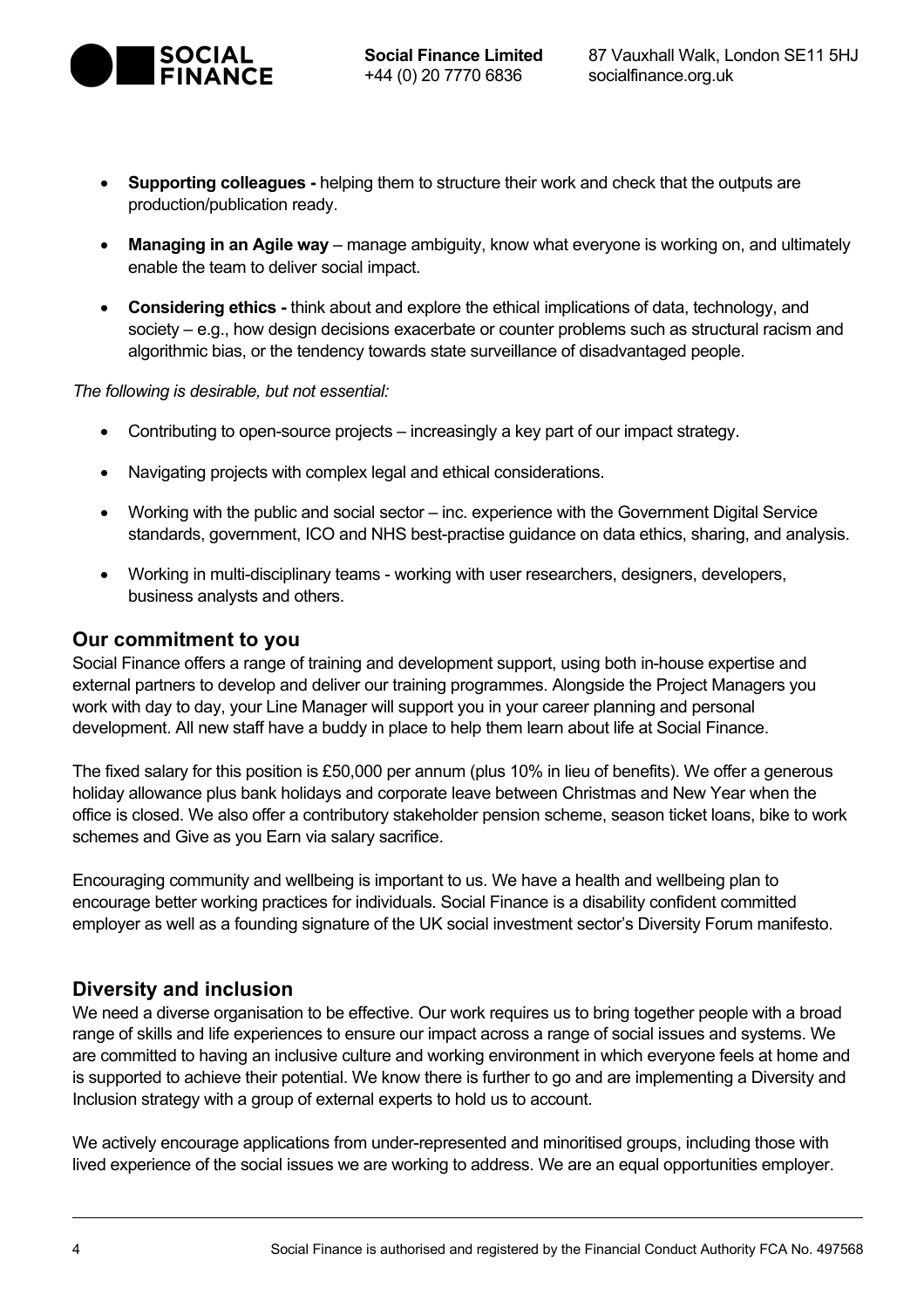- **Supporting colleagues -** helping them to structure their work and check that the outputs are production/publication ready.
- **Managing in an Agile way** – manage ambiguity, know what everyone is working on, and ultimately enable the team to deliver social impact.
- **Considering ethics -** think about and explore the ethical implications of data, technology, and society – e.g., how design decisions exacerbate or counter problems such as structural racism and algorithmic bias, or the tendency towards state surveillance of disadvantaged people.

*The following is desirable, but not essential:*

- Contributing to open-source projects – increasingly a key part of our impact strategy.
- Navigating projects with complex legal and ethical considerations.
- Working with the public and social sector – inc. experience with the Government Digital Service standards, government, ICO and NHS best-practise guidance on data ethics, sharing, and analysis.
- Working in multi-disciplinary teams - working with user researchers, designers, developers, business analysts and others.

## Our commitment to you

Social Finance offers a range of training and development support, using both in-house expertise and external partners to develop and deliver our training programmes. Alongside the Project Managers you work with day to day, your Line Manager will support you in your career planning and personal development. All new staff have a buddy in place to help them learn about life at Social Finance.

The fixed salary for this position is £50,000 per annum (plus 10% in lieu of benefits). We offer a generous holiday allowance plus bank holidays and corporate leave between Christmas and New Year when the office is closed. We also offer a contributory stakeholder pension scheme, season ticket loans, bike to work schemes and Give as you Earn via salary sacrifice.

Encouraging community and wellbeing is important to us. We have a health and wellbeing plan to encourage better working practices for individuals. Social Finance is a disability confident committed employer as well as a founding signature of the UK social investment sector's Diversity Forum manifesto.

## Diversity and inclusion

We need a diverse organisation to be effective. Our work requires us to bring together people with a broad range of skills and life experiences to ensure our impact across a range of social issues and systems. We are committed to having an inclusive culture and working environment in which everyone feels at home and is supported to achieve their potential. We know there is further to go and are implementing a Diversity and Inclusion strategy with a group of external experts to hold us to account.

We actively encourage applications from under-represented and minoritised groups, including those with lived experience of the social issues we are working to address. We are an equal opportunities employer.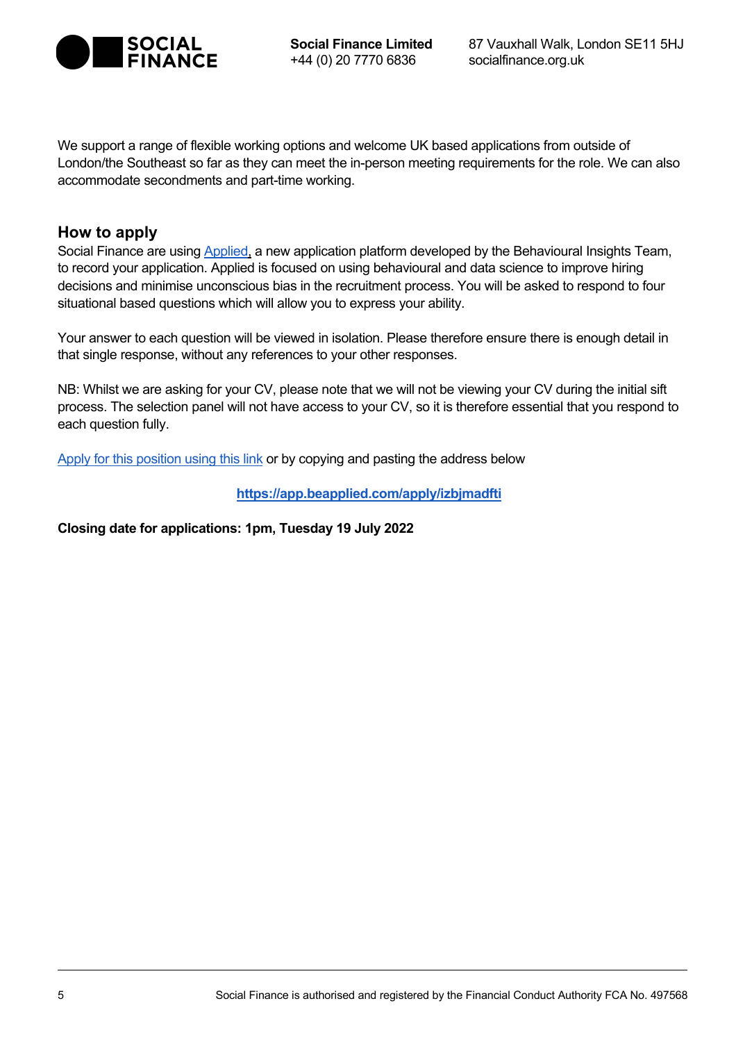We support a range of flexible working options and welcome UK based applications from outside of London/the Southeast so far as they can meet the in-person meeting requirements for the role. We can also accommodate secondments and part-time working.

## How to apply

Social Finance are using Applied, a new application platform developed by the Behavioural Insights Team, to record your application. Applied is focused on using behavioural and data science to improve hiring decisions and minimise unconscious bias in the recruitment process. You will be asked to respond to four situational based questions which will allow you to express your ability.

Your answer to each question will be viewed in isolation. Please therefore ensure there is enough detail in that single response, without any references to your other responses.

NB: Whilst we are asking for your CV, please note that we will not be viewing your CV during the initial sift process. The selection panel will not have access to your CV, so it is therefore essential that you respond to each question fully.

Apply for this position using this link or by copying and pasting the address below

**https://app.beapplied.com/apply/izbjmadfti**

**Closing date for applications: 1pm, Tuesday 19 July 2022**